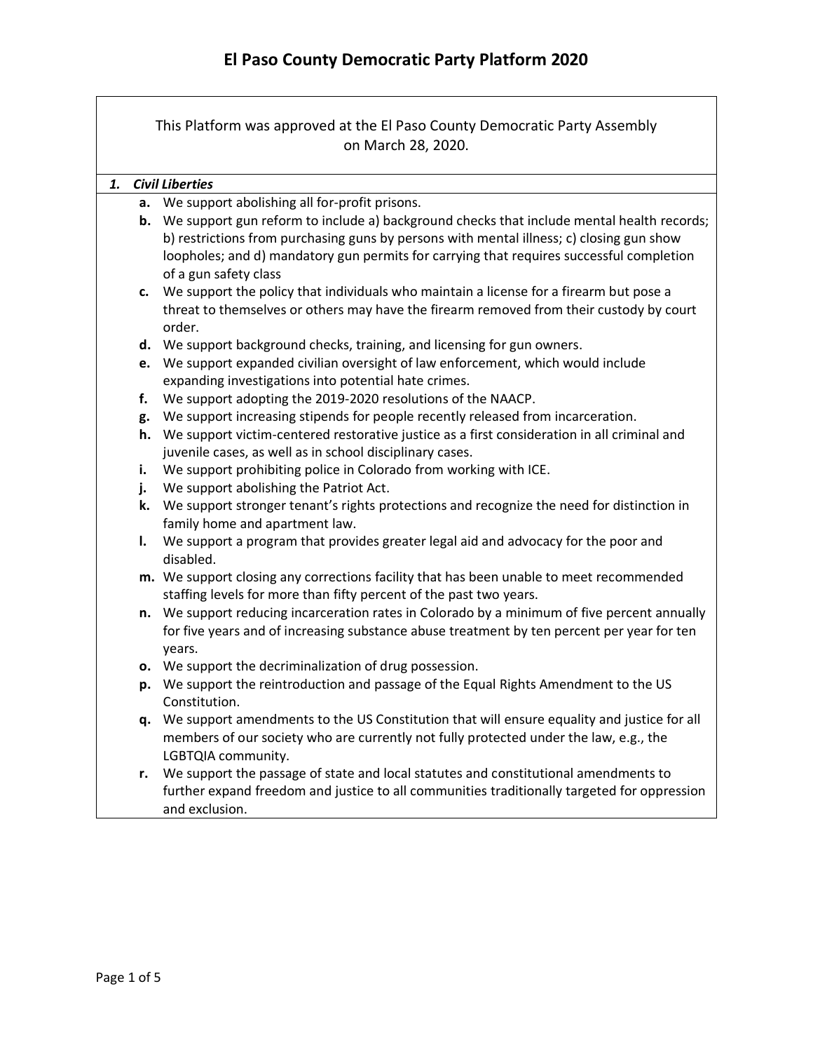# El Paso County Democratic Party Platform 2020

This Platform was approved at the El Paso County Democratic Party Assembly on March 28, 2020.

## *1. Civil Liberties*

- **a.** We support abolishing all for-profit prisons.
- **b.** We support gun reform to include a) background checks that include mental health records; b) restrictions from purchasing guns by persons with mental illness; c) closing gun show loopholes; and d) mandatory gun permits for carrying that requires successful completion of a gun safety class
- **c.** We support the policy that individuals who maintain a license for a firearm but pose a threat to themselves or others may have the firearm removed from their custody by court order.
- **d.** We support background checks, training, and licensing for gun owners.
- **e.** We support expanded civilian oversight of law enforcement, which would include expanding investigations into potential hate crimes.
- **f.** We support adopting the 2019-2020 resolutions of the NAACP.
- **g.** We support increasing stipends for people recently released from incarceration.
- **h.** We support victim-centered restorative justice as a first consideration in all criminal and juvenile cases, as well as in school disciplinary cases.
- **i.** We support prohibiting police in Colorado from working with ICE.
- **j.** We support abolishing the Patriot Act.
- **k.** We support stronger tenant's rights protections and recognize the need for distinction in family home and apartment law.
- **l.** We support a program that provides greater legal aid and advocacy for the poor and disabled.
- **m.** We support closing any corrections facility that has been unable to meet recommended staffing levels for more than fifty percent of the past two years.
- **n.** We support reducing incarceration rates in Colorado by a minimum of five percent annually for five years and of increasing substance abuse treatment by ten percent per year for ten years.
- **o.** We support the decriminalization of drug possession.
- **p.** We support the reintroduction and passage of the Equal Rights Amendment to the US Constitution.
- **q.** We support amendments to the US Constitution that will ensure equality and justice for all members of our society who are currently not fully protected under the law, e.g., the LGBTQIA community.
- **r.** We support the passage of state and local statutes and constitutional amendments to further expand freedom and justice to all communities traditionally targeted for oppression and exclusion.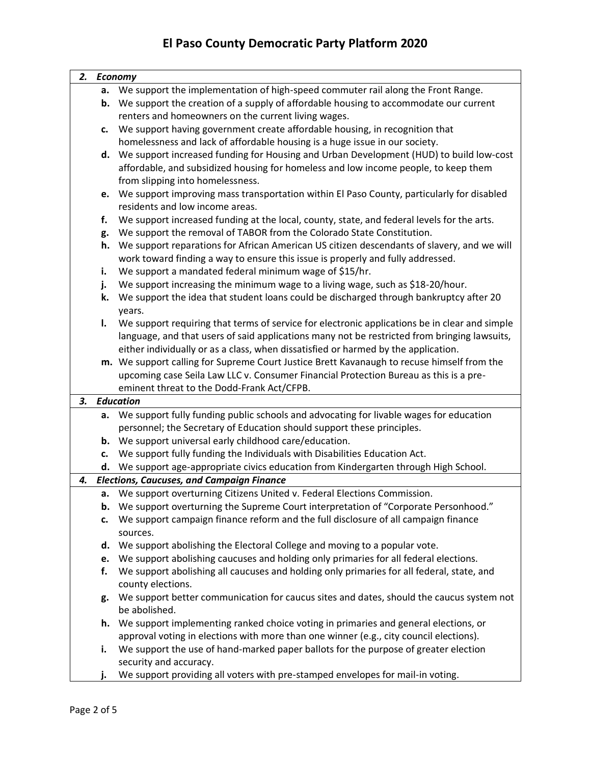# El Paso County Democratic Party Platform 2020

## 2. *Economy*

- **a.** We support the implementation of high-speed commuter rail along the Front Range.
- **b.** We support the creation of a supply of affordable housing to accommodate our current renters and homeowners on the current living wages.
- **c.** We support having government create affordable housing, in recognition that homelessness and lack of affordable housing is a huge issue in our society.
- **d.** We support increased funding for Housing and Urban Development (HUD) to build low-cost affordable, and subsidized housing for homeless and low income people, to keep them from slipping into homelessness.
- **e.** We support improving mass transportation within El Paso County, particularly for disabled residents and low income areas.
- **f.** We support increased funding at the local, county, state, and federal levels for the arts.
- **g.** We support the removal of TABOR from the Colorado State Constitution.
- **h.** We support reparations for African American US citizen descendants of slavery, and we will work toward finding a way to ensure this issue is properly and fully addressed.
- **i.** We support a mandated federal minimum wage of $15/hr.
- **j.** We support increasing the minimum wage to a living wage, such as $18-20/hour.
- **k.** We support the idea that student loans could be discharged through bankruptcy after 20 years.
- **l.** We support requiring that terms of service for electronic applications be in clear and simple language, and that users of said applications many not be restricted from bringing lawsuits, either individually or as a class, when dissatisfied or harmed by the application.
- **m.** We support calling for Supreme Court Justice Brett Kavanaugh to recuse himself from the upcoming case Seila Law LLC v. Consumer Financial Protection Bureau as this is a pre-eminent threat to the Dodd-Frank Act/CFPB.

## 3. *Education*

- **a.** We support fully funding public schools and advocating for livable wages for education personnel; the Secretary of Education should support these principles.
- **b.** We support universal early childhood care/education.
- **c.** We support fully funding the Individuals with Disabilities Education Act.
- **d.** We support age-appropriate civics education from Kindergarten through High School.

## 4. *Elections, Caucuses, and Campaign Finance*

- **a.** We support overturning Citizens United v. Federal Elections Commission.
- **b.** We support overturning the Supreme Court interpretation of "Corporate Personhood."
- **c.** We support campaign finance reform and the full disclosure of all campaign finance sources.
- **d.** We support abolishing the Electoral College and moving to a popular vote.
- **e.** We support abolishing caucuses and holding only primaries for all federal elections.
- **f.** We support abolishing all caucuses and holding only primaries for all federal, state, and county elections.
- **g.** We support better communication for caucus sites and dates, should the caucus system not be abolished.
- **h.** We support implementing ranked choice voting in primaries and general elections, or approval voting in elections with more than one winner (e.g., city council elections).
- **i.** We support the use of hand-marked paper ballots for the purpose of greater election security and accuracy.
- **j.** We support providing all voters with pre-stamped envelopes for mail-in voting.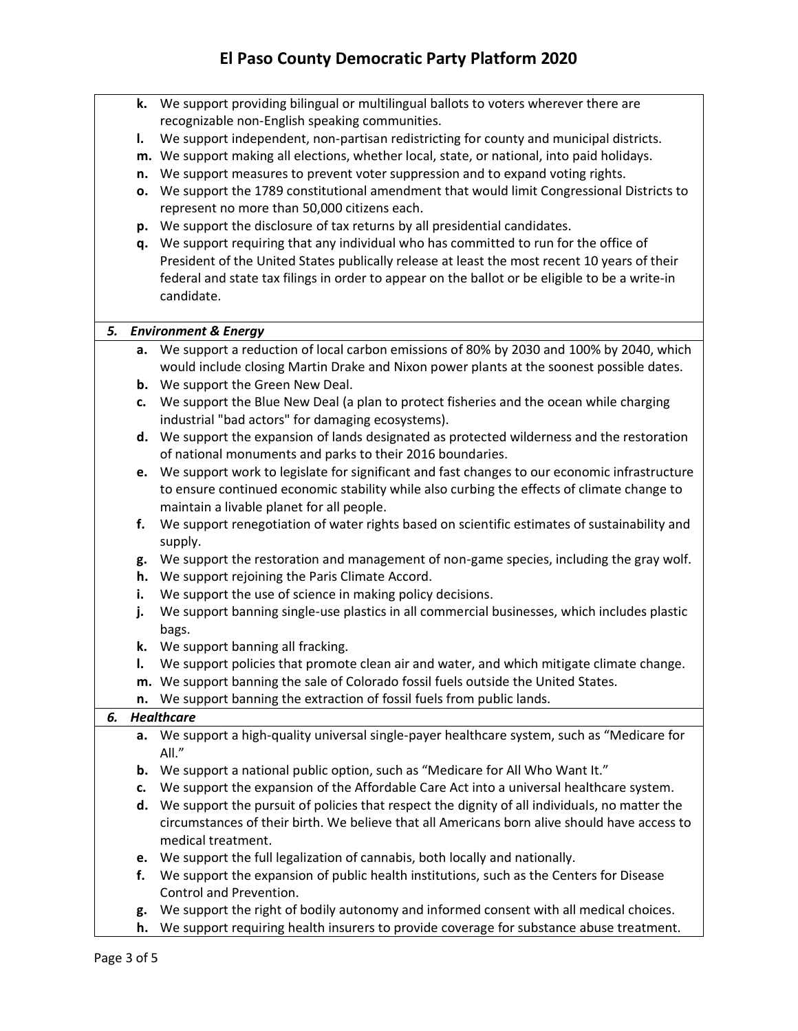k. We support providing bilingual or multilingual ballots to voters wherever there are recognizable non-English speaking communities.
l. We support independent, non-partisan redistricting for county and municipal districts.
m. We support making all elections, whether local, state, or national, into paid holidays.
n. We support measures to prevent voter suppression and to expand voting rights.
o. We support the 1789 constitutional amendment that would limit Congressional Districts to represent no more than 50,000 citizens each.
p. We support the disclosure of tax returns by all presidential candidates.
q. We support requiring that any individual who has committed to run for the office of President of the United States publically release at least the most recent 10 years of their federal and state tax filings in order to appear on the ballot or be eligible to be a write-in candidate.

### 5. *Environment & Energy*

a. We support a reduction of local carbon emissions of 80% by 2030 and 100% by 2040, which would include closing Martin Drake and Nixon power plants at the soonest possible dates.
b. We support the Green New Deal.
c. We support the Blue New Deal (a plan to protect fisheries and the ocean while charging industrial "bad actors" for damaging ecosystems).
d. We support the expansion of lands designated as protected wilderness and the restoration of national monuments and parks to their 2016 boundaries.
e. We support work to legislate for significant and fast changes to our economic infrastructure to ensure continued economic stability while also curbing the effects of climate change to maintain a livable planet for all people.
f. We support renegotiation of water rights based on scientific estimates of sustainability and supply.
g. We support the restoration and management of non-game species, including the gray wolf.
h. We support rejoining the Paris Climate Accord.
i. We support the use of science in making policy decisions.
j. We support banning single-use plastics in all commercial businesses, which includes plastic bags.
k. We support banning all fracking.
l. We support policies that promote clean air and water, and which mitigate climate change.
m. We support banning the sale of Colorado fossil fuels outside the United States.
n. We support banning the extraction of fossil fuels from public lands.

### 6. *Healthcare*

a. We support a high-quality universal single-payer healthcare system, such as "Medicare for All."
b. We support a national public option, such as "Medicare for All Who Want It."
c. We support the expansion of the Affordable Care Act into a universal healthcare system.
d. We support the pursuit of policies that respect the dignity of all individuals, no matter the circumstances of their birth. We believe that all Americans born alive should have access to medical treatment.
e. We support the full legalization of cannabis, both locally and nationally.
f. We support the expansion of public health institutions, such as the Centers for Disease Control and Prevention.
g. We support the right of bodily autonomy and informed consent with all medical choices.
h. We support requiring health insurers to provide coverage for substance abuse treatment.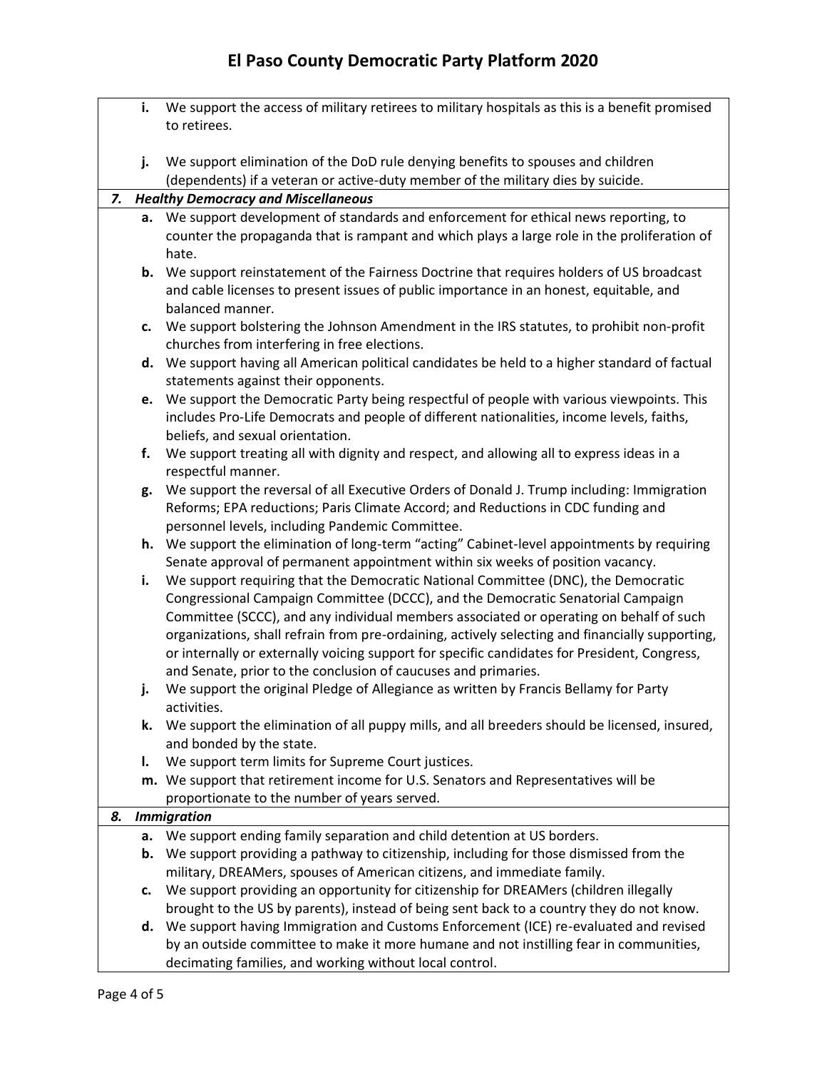i. We support the access of military retirees to military hospitals as this is a benefit promised to retirees.

j. We support elimination of the DoD rule denying benefits to spouses and children (dependents) if a veteran or active-duty member of the military dies by suicide.

### 7. *Healthy Democracy and Miscellaneous*

**a.** We support development of standards and enforcement for ethical news reporting, to counter the propaganda that is rampant and which plays a large role in the proliferation of hate.

**b.** We support reinstatement of the Fairness Doctrine that requires holders of US broadcast and cable licenses to present issues of public importance in an honest, equitable, and balanced manner.

**c.** We support bolstering the Johnson Amendment in the IRS statutes, to prohibit non-profit churches from interfering in free elections.

**d.** We support having all American political candidates be held to a higher standard of factual statements against their opponents.

**e.** We support the Democratic Party being respectful of people with various viewpoints. This includes Pro-Life Democrats and people of different nationalities, income levels, faiths, beliefs, and sexual orientation.

**f.** We support treating all with dignity and respect, and allowing all to express ideas in a respectful manner.

**g.** We support the reversal of all Executive Orders of Donald J. Trump including: Immigration Reforms; EPA reductions; Paris Climate Accord; and Reductions in CDC funding and personnel levels, including Pandemic Committee.

**h.** We support the elimination of long-term "acting" Cabinet-level appointments by requiring Senate approval of permanent appointment within six weeks of position vacancy.

**i.** We support requiring that the Democratic National Committee (DNC), the Democratic Congressional Campaign Committee (DCCC), and the Democratic Senatorial Campaign Committee (SCCC), and any individual members associated or operating on behalf of such organizations, shall refrain from pre-ordaining, actively selecting and financially supporting, or internally or externally voicing support for specific candidates for President, Congress, and Senate, prior to the conclusion of caucuses and primaries.

**j.** We support the original Pledge of Allegiance as written by Francis Bellamy for Party activities.

**k.** We support the elimination of all puppy mills, and all breeders should be licensed, insured, and bonded by the state.

**l.** We support term limits for Supreme Court justices.

**m.** We support that retirement income for U.S. Senators and Representatives will be proportionate to the number of years served.

### 8. *Immigration*

**a.** We support ending family separation and child detention at US borders.

**b.** We support providing a pathway to citizenship, including for those dismissed from the military, DREAMers, spouses of American citizens, and immediate family.

**c.** We support providing an opportunity for citizenship for DREAMers (children illegally brought to the US by parents), instead of being sent back to a country they do not know.

**d.** We support having Immigration and Customs Enforcement (ICE) re-evaluated and revised by an outside committee to make it more humane and not instilling fear in communities, decimating families, and working without local control.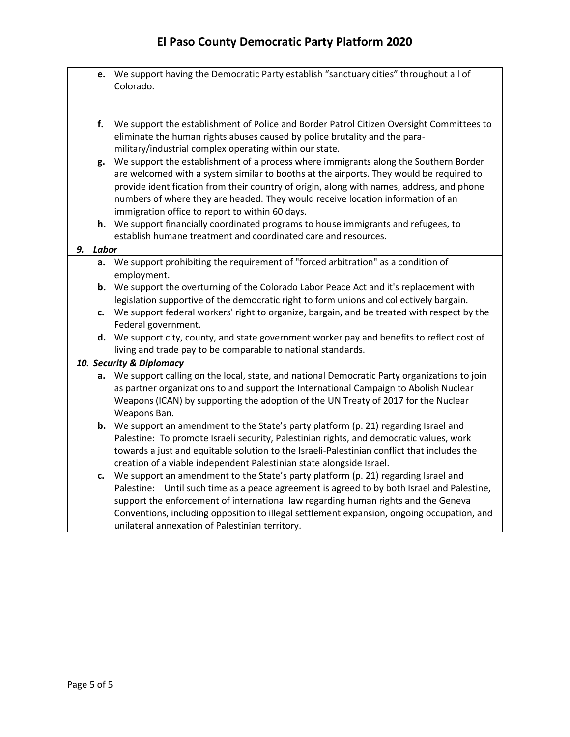# El Paso County Democratic Party Platform 2020

e. We support having the Democratic Party establish "sanctuary cities" throughout all of Colorado.

f. We support the establishment of Police and Border Patrol Citizen Oversight Committees to eliminate the human rights abuses caused by police brutality and the para-military/industrial complex operating within our state.

g. We support the establishment of a process where immigrants along the Southern Border are welcomed with a system similar to booths at the airports. They would be required to provide identification from their country of origin, along with names, address, and phone numbers of where they are headed. They would receive location information of an immigration office to report to within 60 days.

h. We support financially coordinated programs to house immigrants and refugees, to establish humane treatment and coordinated care and resources.

### *9. Labor*

a. We support prohibiting the requirement of "forced arbitration" as a condition of employment.

b. We support the overturning of the Colorado Labor Peace Act and it's replacement with legislation supportive of the democratic right to form unions and collectively bargain.

c. We support federal workers' right to organize, bargain, and be treated with respect by the Federal government.

d. We support city, county, and state government worker pay and benefits to reflect cost of living and trade pay to be comparable to national standards.

### *10. Security & Diplomacy*

a. We support calling on the local, state, and national Democratic Party organizations to join as partner organizations to and support the International Campaign to Abolish Nuclear Weapons (ICAN) by supporting the adoption of the UN Treaty of 2017 for the Nuclear Weapons Ban.

b. We support an amendment to the State's party platform (p. 21) regarding Israel and Palestine: To promote Israeli security, Palestinian rights, and democratic values, work towards a just and equitable solution to the Israeli-Palestinian conflict that includes the creation of a viable independent Palestinian state alongside Israel.

c. We support an amendment to the State's party platform (p. 21) regarding Israel and Palestine: Until such time as a peace agreement is agreed to by both Israel and Palestine, support the enforcement of international law regarding human rights and the Geneva Conventions, including opposition to illegal settlement expansion, ongoing occupation, and unilateral annexation of Palestinian territory.